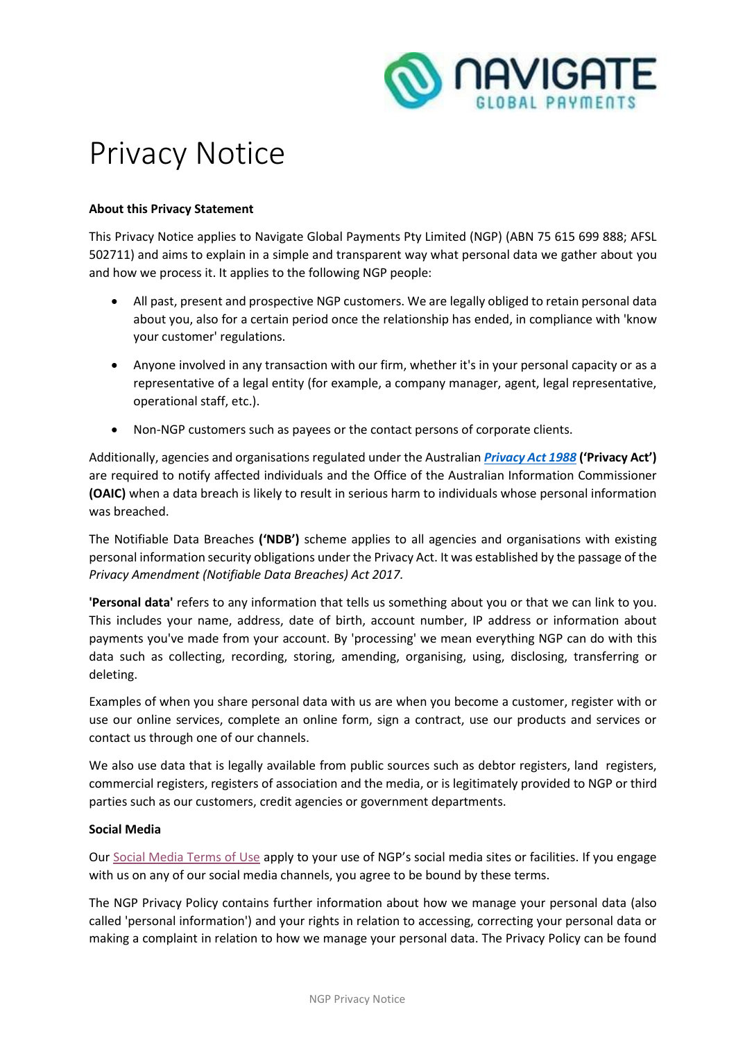# Privacy Notice

**About this Privacy Statement**

This Privacy Notice applies to Navigate Global Payments Pty Limited (NGP) (ABN 75 615 699 888; AFSL 502711) and aims to explain in a simple and transparent way what personal data we gather about you and how we process it. It applies to the following NGP people:

- All past, present and prospective NGP customers. We are legally obliged to retain personal data about you, also for a certain period once the relationship has ended, in compliance with 'know your customer' regulations.
- Anyone involved in any transaction with our firm, whether it's in your personal capacity or as a representative of a legal entity (for example, a company manager, agent, legal representative, operational staff, etc.).
- Non-NGP customers such as payees or the contact persons of corporate clients.

Additionally, agencies and organisations regulated under the Australian ***Privacy Act 1988*** **('Privacy Act')** are required to notify affected individuals and the Office of the Australian Information Commissioner **(OAIC)** when a data breach is likely to result in serious harm to individuals whose personal information was breached.

The Notifiable Data Breaches **('NDB')** scheme applies to all agencies and organisations with existing personal information security obligations under the Privacy Act. It was established by the passage of the *Privacy Amendment (Notifiable Data Breaches) Act 2017.*

**'Personal data'** refers to any information that tells us something about you or that we can link to you. This includes your name, address, date of birth, account number, IP address or information about payments you've made from your account. By 'processing' we mean everything NGP can do with this data such as collecting, recording, storing, amending, organising, using, disclosing, transferring or deleting.

Examples of when you share personal data with us are when you become a customer, register with or use our online services, complete an online form, sign a contract, use our products and services or contact us through one of our channels.

We also use data that is legally available from public sources such as debtor registers, land registers, commercial registers, registers of association and the media, or is legitimately provided to NGP or third parties such as our customers, credit agencies or government departments.

**Social Media**

Our Social Media Terms of Use apply to your use of NGP's social media sites or facilities. If you engage with us on any of our social media channels, you agree to be bound by these terms.

The NGP Privacy Policy contains further information about how we manage your personal data (also called 'personal information') and your rights in relation to accessing, correcting your personal data or making a complaint in relation to how we manage your personal data. The Privacy Policy can be found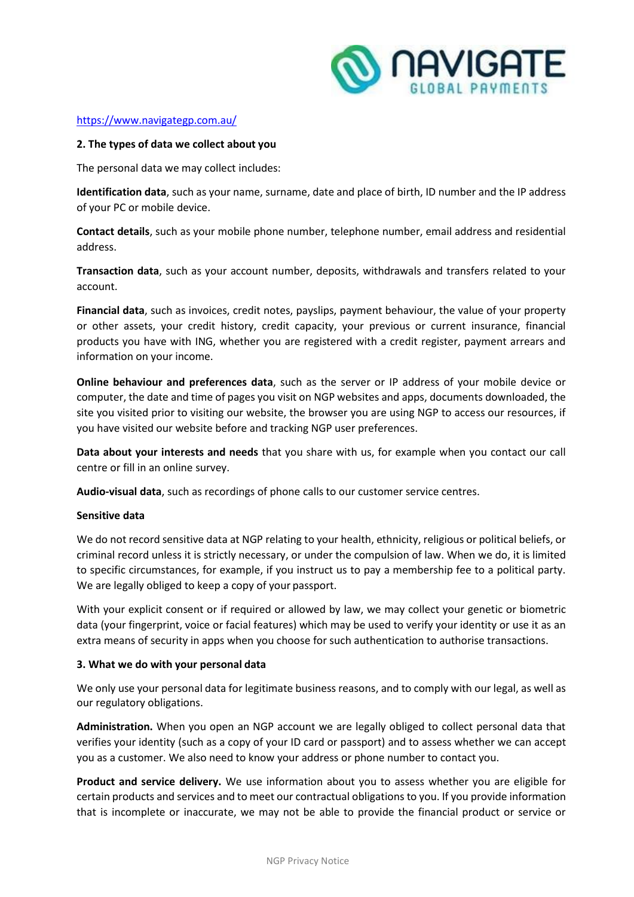https://www.navigategp.com.au/

## 2. The types of data we collect about you

The personal data we may collect includes:

**Identification data**, such as your name, surname, date and place of birth, ID number and the IP address of your PC or mobile device.

**Contact details**, such as your mobile phone number, telephone number, email address and residential address.

**Transaction data**, such as your account number, deposits, withdrawals and transfers related to your account.

**Financial data**, such as invoices, credit notes, payslips, payment behaviour, the value of your property or other assets, your credit history, credit capacity, your previous or current insurance, financial products you have with ING, whether you are registered with a credit register, payment arrears and information on your income.

**Online behaviour and preferences data**, such as the server or IP address of your mobile device or computer, the date and time of pages you visit on NGP websites and apps, documents downloaded, the site you visited prior to visiting our website, the browser you are using NGP to access our resources, if you have visited our website before and tracking NGP user preferences.

**Data about your interests and needs** that you share with us, for example when you contact our call centre or fill in an online survey.

**Audio-visual data**, such as recordings of phone calls to our customer service centres.

**Sensitive data**

We do not record sensitive data at NGP relating to your health, ethnicity, religious or political beliefs, or criminal record unless it is strictly necessary, or under the compulsion of law. When we do, it is limited to specific circumstances, for example, if you instruct us to pay a membership fee to a political party. We are legally obliged to keep a copy of your passport.

With your explicit consent or if required or allowed by law, we may collect your genetic or biometric data (your fingerprint, voice or facial features) which may be used to verify your identity or use it as an extra means of security in apps when you choose for such authentication to authorise transactions.

## 3. What we do with your personal data

We only use your personal data for legitimate business reasons, and to comply with our legal, as well as our regulatory obligations.

**Administration.** When you open an NGP account we are legally obliged to collect personal data that verifies your identity (such as a copy of your ID card or passport) and to assess whether we can accept you as a customer. We also need to know your address or phone number to contact you.

**Product and service delivery.** We use information about you to assess whether you are eligible for certain products and services and to meet our contractual obligations to you. If you provide information that is incomplete or inaccurate, we may not be able to provide the financial product or service or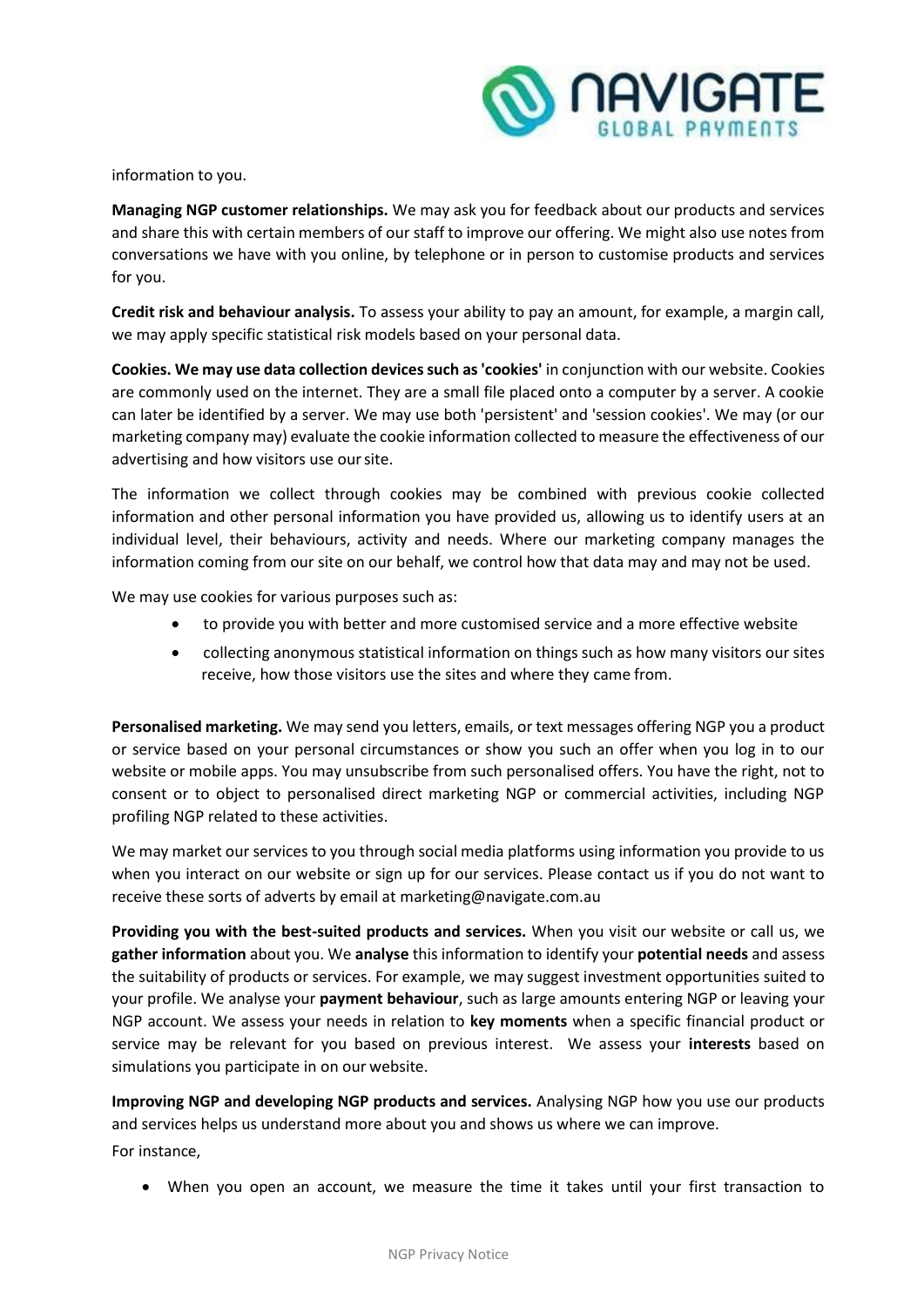information to you.

**Managing NGP customer relationships.** We may ask you for feedback about our products and services and share this with certain members of our staff to improve our offering. We might also use notes from conversations we have with you online, by telephone or in person to customise products and services for you.

**Credit risk and behaviour analysis.** To assess your ability to pay an amount, for example, a margin call, we may apply specific statistical risk models based on your personal data.

**Cookies. We may use data collection devices such as 'cookies'** in conjunction with our website. Cookies are commonly used on the internet. They are a small file placed onto a computer by a server. A cookie can later be identified by a server. We may use both 'persistent' and 'session cookies'. We may (or our marketing company may) evaluate the cookie information collected to measure the effectiveness of our advertising and how visitors use our site.

The information we collect through cookies may be combined with previous cookie collected information and other personal information you have provided us, allowing us to identify users at an individual level, their behaviours, activity and needs. Where our marketing company manages the information coming from our site on our behalf, we control how that data may and may not be used.

We may use cookies for various purposes such as:

- to provide you with better and more customised service and a more effective website
- collecting anonymous statistical information on things such as how many visitors our sites receive, how those visitors use the sites and where they came from.

**Personalised marketing.** We may send you letters, emails, or text messages offering NGP you a product or service based on your personal circumstances or show you such an offer when you log in to our website or mobile apps. You may unsubscribe from such personalised offers. You have the right, not to consent or to object to personalised direct marketing NGP or commercial activities, including NGP profiling NGP related to these activities.

We may market our services to you through social media platforms using information you provide to us when you interact on our website or sign up for our services. Please contact us if you do not want to receive these sorts of adverts by email at marketing@navigate.com.au

**Providing you with the best-suited products and services.** When you visit our website or call us, we **gather information** about you. We **analyse** this information to identify your **potential needs** and assess the suitability of products or services. For example, we may suggest investment opportunities suited to your profile. We analyse your **payment behaviour**, such as large amounts entering NGP or leaving your NGP account. We assess your needs in relation to **key moments** when a specific financial product or service may be relevant for you based on previous interest. We assess your **interests** based on simulations you participate in on our website.

**Improving NGP and developing NGP products and services.** Analysing NGP how you use our products and services helps us understand more about you and shows us where we can improve.
For instance,

- When you open an account, we measure the time it takes until your first transaction to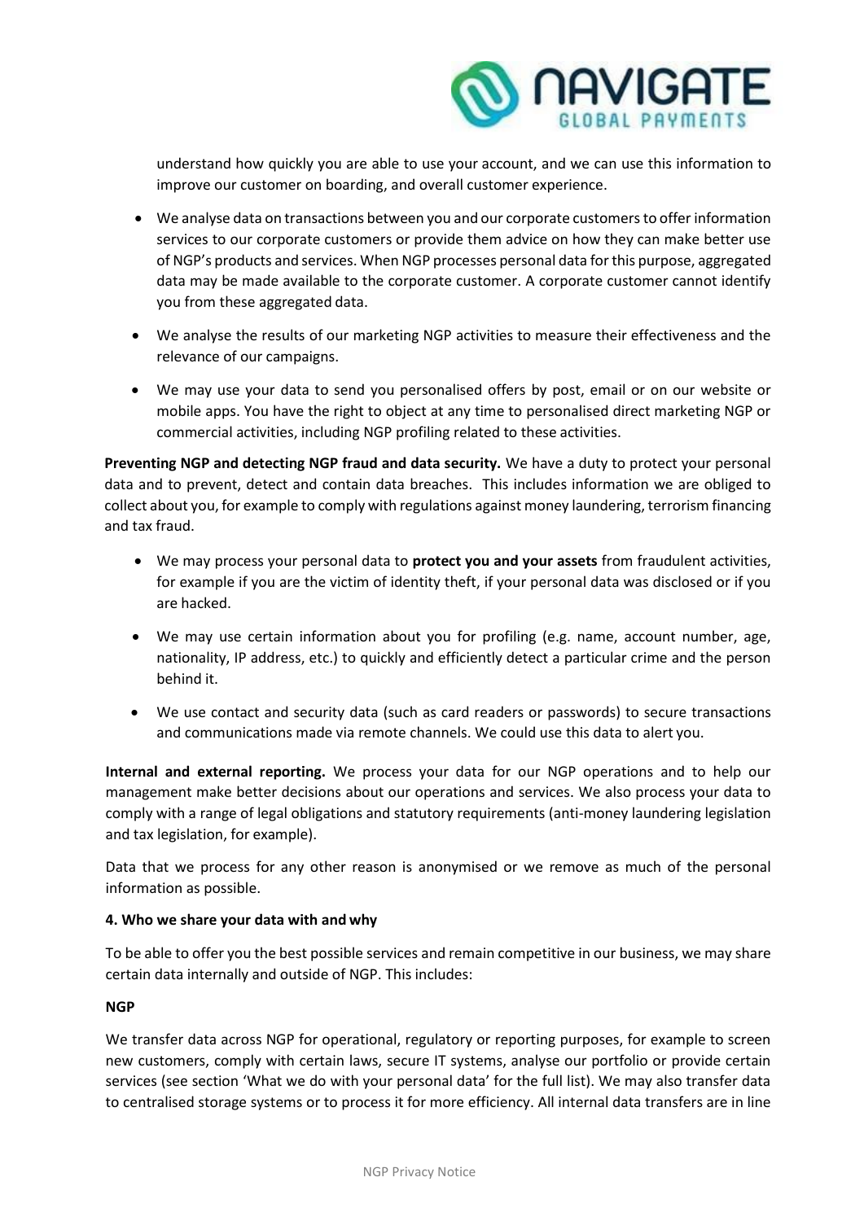understand how quickly you are able to use your account, and we can use this information to improve our customer on boarding, and overall customer experience.

- We analyse data on transactions between you and our corporate customers to offer information services to our corporate customers or provide them advice on how they can make better use of NGP's products and services. When NGP processes personal data for this purpose, aggregated data may be made available to the corporate customer. A corporate customer cannot identify you from these aggregated data.
- We analyse the results of our marketing NGP activities to measure their effectiveness and the relevance of our campaigns.
- We may use your data to send you personalised offers by post, email or on our website or mobile apps. You have the right to object at any time to personalised direct marketing NGP or commercial activities, including NGP profiling related to these activities.

**Preventing NGP and detecting NGP fraud and data security.** We have a duty to protect your personal data and to prevent, detect and contain data breaches. This includes information we are obliged to collect about you, for example to comply with regulations against money laundering, terrorism financing and tax fraud.

- We may process your personal data to **protect you and your assets** from fraudulent activities, for example if you are the victim of identity theft, if your personal data was disclosed or if you are hacked.
- We may use certain information about you for profiling (e.g. name, account number, age, nationality, IP address, etc.) to quickly and efficiently detect a particular crime and the person behind it.
- We use contact and security data (such as card readers or passwords) to secure transactions and communications made via remote channels. We could use this data to alert you.

**Internal and external reporting.** We process your data for our NGP operations and to help our management make better decisions about our operations and services. We also process your data to comply with a range of legal obligations and statutory requirements (anti-money laundering legislation and tax legislation, for example).

Data that we process for any other reason is anonymised or we remove as much of the personal information as possible.

**4. Who we share your data with and why**

To be able to offer you the best possible services and remain competitive in our business, we may share certain data internally and outside of NGP. This includes:

**NGP**

We transfer data across NGP for operational, regulatory or reporting purposes, for example to screen new customers, comply with certain laws, secure IT systems, analyse our portfolio or provide certain services (see section 'What we do with your personal data' for the full list). We may also transfer data to centralised storage systems or to process it for more efficiency. All internal data transfers are in line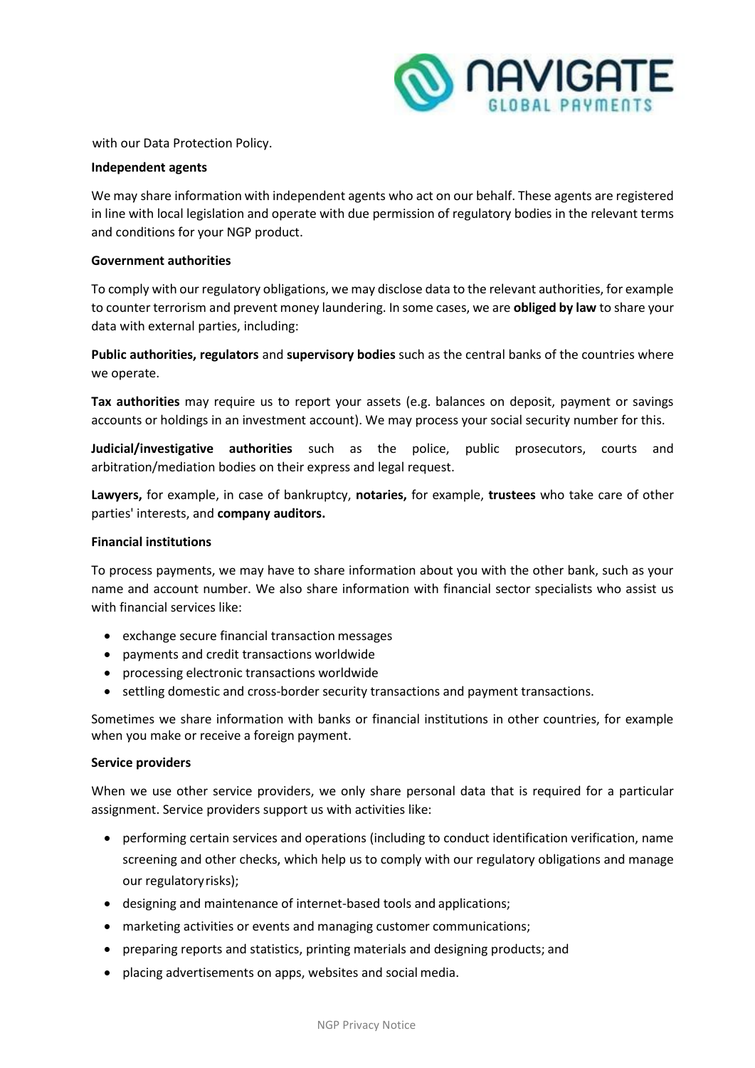with our Data Protection Policy.

**Independent agents**

We may share information with independent agents who act on our behalf. These agents are registered in line with local legislation and operate with due permission of regulatory bodies in the relevant terms and conditions for your NGP product.

**Government authorities**

To comply with our regulatory obligations, we may disclose data to the relevant authorities, for example to counter terrorism and prevent money laundering. In some cases, we are **obliged by law** to share your data with external parties, including:

**Public authorities, regulators** and **supervisory bodies** such as the central banks of the countries where we operate.

**Tax authorities** may require us to report your assets (e.g. balances on deposit, payment or savings accounts or holdings in an investment account). We may process your social security number for this.

**Judicial/investigative authorities** such as the police, public prosecutors, courts and arbitration/mediation bodies on their express and legal request.

**Lawyers,** for example, in case of bankruptcy, **notaries,** for example, **trustees** who take care of other parties' interests, and **company auditors.**

**Financial institutions**

To process payments, we may have to share information about you with the other bank, such as your name and account number. We also share information with financial sector specialists who assist us with financial services like:

- exchange secure financial transaction messages
- payments and credit transactions worldwide
- processing electronic transactions worldwide
- settling domestic and cross-border security transactions and payment transactions.

Sometimes we share information with banks or financial institutions in other countries, for example when you make or receive a foreign payment.

**Service providers**

When we use other service providers, we only share personal data that is required for a particular assignment. Service providers support us with activities like:

- performing certain services and operations (including to conduct identification verification, name screening and other checks, which help us to comply with our regulatory obligations and manage our regulatory risks);
- designing and maintenance of internet-based tools and applications;
- marketing activities or events and managing customer communications;
- preparing reports and statistics, printing materials and designing products; and
- placing advertisements on apps, websites and social media.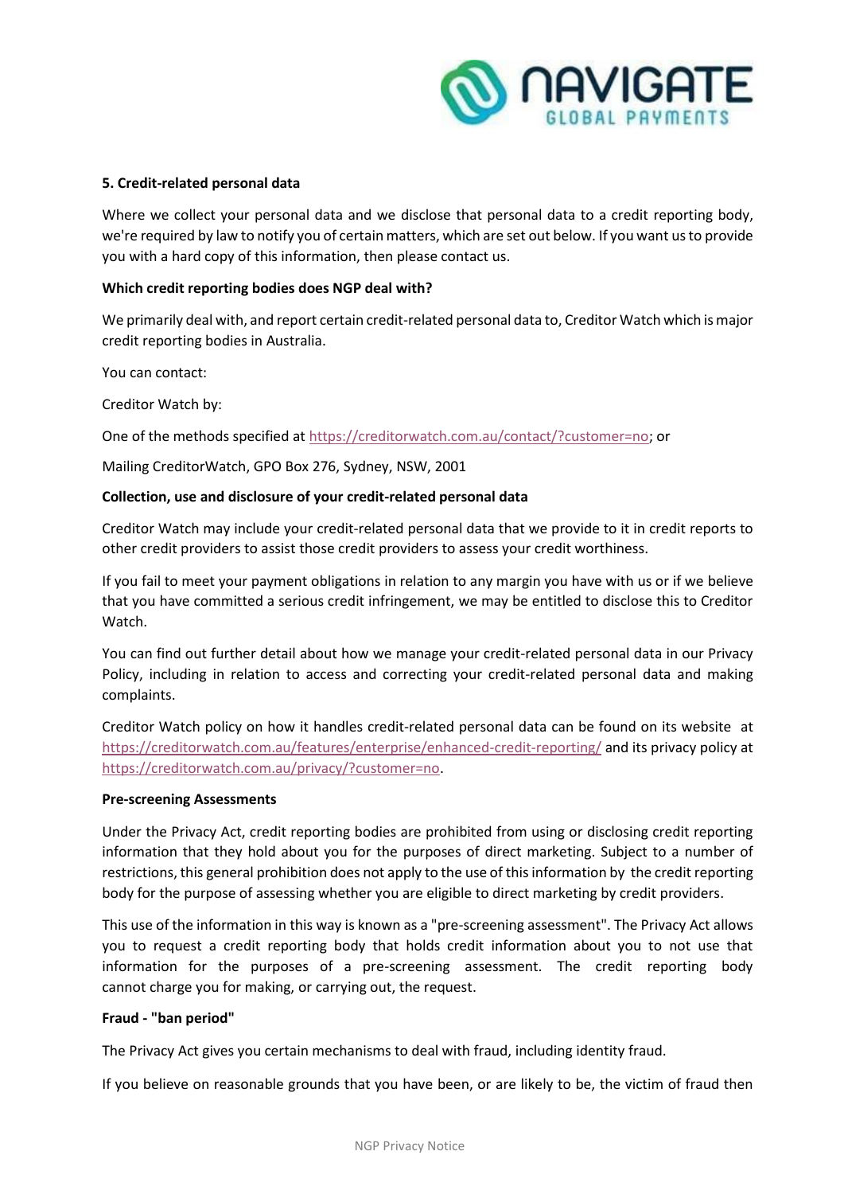**5. Credit-related personal data**

Where we collect your personal data and we disclose that personal data to a credit reporting body, we're required by law to notify you of certain matters, which are set out below. If you want us to provide you with a hard copy of this information, then please contact us.

**Which credit reporting bodies does NGP deal with?**

We primarily deal with, and report certain credit-related personal data to, Creditor Watch which is major credit reporting bodies in Australia.

You can contact:

Creditor Watch by:

One of the methods specified at https://creditorwatch.com.au/contact/?customer=no; or

Mailing CreditorWatch, GPO Box 276, Sydney, NSW, 2001

**Collection, use and disclosure of your credit-related personal data**

Creditor Watch may include your credit-related personal data that we provide to it in credit reports to other credit providers to assist those credit providers to assess your credit worthiness.

If you fail to meet your payment obligations in relation to any margin you have with us or if we believe that you have committed a serious credit infringement, we may be entitled to disclose this to Creditor Watch.

You can find out further detail about how we manage your credit-related personal data in our Privacy Policy, including in relation to access and correcting your credit-related personal data and making complaints.

Creditor Watch policy on how it handles credit-related personal data can be found on its website at https://creditorwatch.com.au/features/enterprise/enhanced-credit-reporting/ and its privacy policy at https://creditorwatch.com.au/privacy/?customer=no.

**Pre-screening Assessments**

Under the Privacy Act, credit reporting bodies are prohibited from using or disclosing credit reporting information that they hold about you for the purposes of direct marketing. Subject to a number of restrictions, this general prohibition does not apply to the use of this information by the credit reporting body for the purpose of assessing whether you are eligible to direct marketing by credit providers.

This use of the information in this way is known as a "pre-screening assessment". The Privacy Act allows you to request a credit reporting body that holds credit information about you to not use that information for the purposes of a pre-screening assessment. The credit reporting body cannot charge you for making, or carrying out, the request.

**Fraud - "ban period"**

The Privacy Act gives you certain mechanisms to deal with fraud, including identity fraud.

If you believe on reasonable grounds that you have been, or are likely to be, the victim of fraud then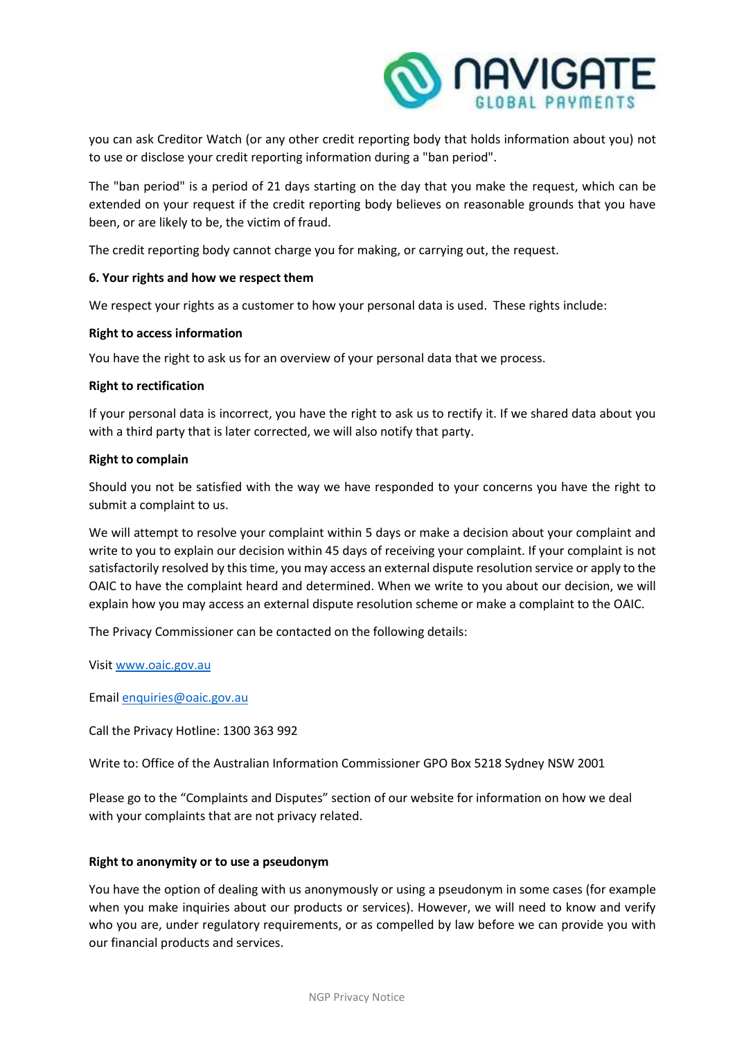you can ask Creditor Watch (or any other credit reporting body that holds information about you) not to use or disclose your credit reporting information during a "ban period".

The "ban period" is a period of 21 days starting on the day that you make the request, which can be extended on your request if the credit reporting body believes on reasonable grounds that you have been, or are likely to be, the victim of fraud.

The credit reporting body cannot charge you for making, or carrying out, the request.

**6. Your rights and how we respect them**

We respect your rights as a customer to how your personal data is used. These rights include:

**Right to access information**

You have the right to ask us for an overview of your personal data that we process.

**Right to rectification**

If your personal data is incorrect, you have the right to ask us to rectify it. If we shared data about you with a third party that is later corrected, we will also notify that party.

**Right to complain**

Should you not be satisfied with the way we have responded to your concerns you have the right to submit a complaint to us.

We will attempt to resolve your complaint within 5 days or make a decision about your complaint and write to you to explain our decision within 45 days of receiving your complaint. If your complaint is not satisfactorily resolved by this time, you may access an external dispute resolution service or apply to the OAIC to have the complaint heard and determined. When we write to you about our decision, we will explain how you may access an external dispute resolution scheme or make a complaint to the OAIC.

The Privacy Commissioner can be contacted on the following details:

Visit [www.oaic.gov.au](http://www.oaic.gov.au)

Email [enquiries@oaic.gov.au](mailto:enquiries@oaic.gov.au)

Call the Privacy Hotline: 1300 363 992

Write to: Office of the Australian Information Commissioner GPO Box 5218 Sydney NSW 2001

Please go to the "Complaints and Disputes" section of our website for information on how we deal with your complaints that are not privacy related.

**Right to anonymity or to use a pseudonym**

You have the option of dealing with us anonymously or using a pseudonym in some cases (for example when you make inquiries about our products or services). However, we will need to know and verify who you are, under regulatory requirements, or as compelled by law before we can provide you with our financial products and services.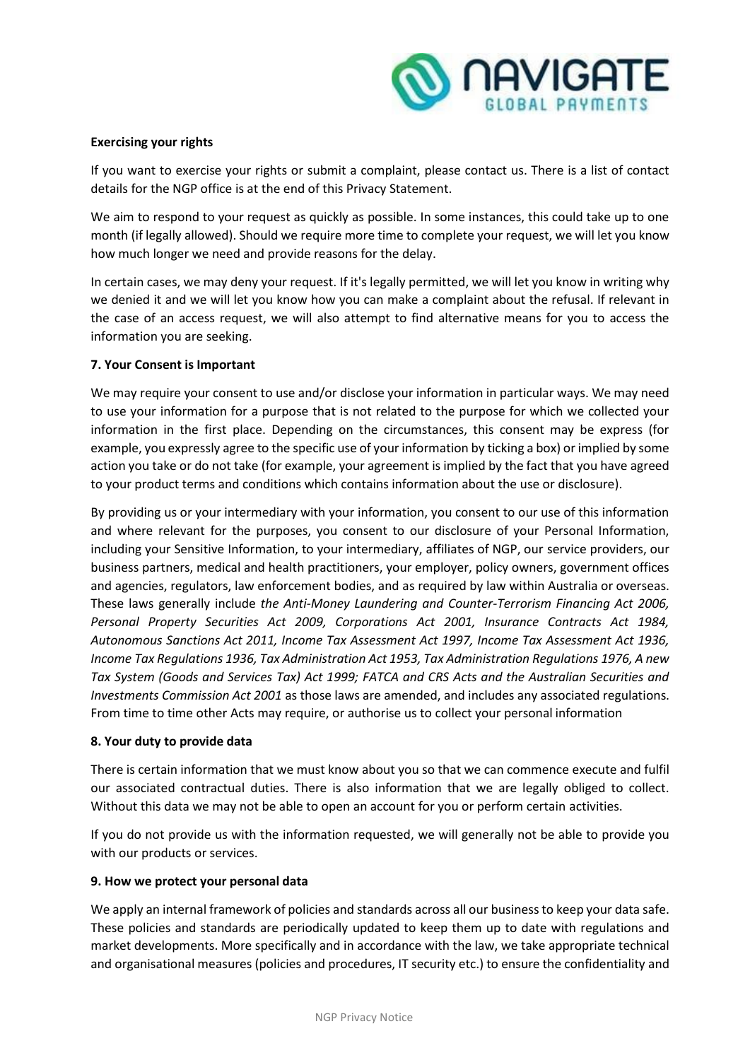**Exercising your rights**

If you want to exercise your rights or submit a complaint, please contact us. There is a list of contact details for the NGP office is at the end of this Privacy Statement.

We aim to respond to your request as quickly as possible. In some instances, this could take up to one month (if legally allowed). Should we require more time to complete your request, we will let you know how much longer we need and provide reasons for the delay.

In certain cases, we may deny your request. If it's legally permitted, we will let you know in writing why we denied it and we will let you know how you can make a complaint about the refusal. If relevant in the case of an access request, we will also attempt to find alternative means for you to access the information you are seeking.

**7. Your Consent is Important**

We may require your consent to use and/or disclose your information in particular ways. We may need to use your information for a purpose that is not related to the purpose for which we collected your information in the first place. Depending on the circumstances, this consent may be express (for example, you expressly agree to the specific use of your information by ticking a box) or implied by some action you take or do not take (for example, your agreement is implied by the fact that you have agreed to your product terms and conditions which contains information about the use or disclosure).

By providing us or your intermediary with your information, you consent to our use of this information and where relevant for the purposes, you consent to our disclosure of your Personal Information, including your Sensitive Information, to your intermediary, affiliates of NGP, our service providers, our business partners, medical and health practitioners, your employer, policy owners, government offices and agencies, regulators, law enforcement bodies, and as required by law within Australia or overseas. These laws generally include *the Anti-Money Laundering and Counter-Terrorism Financing Act 2006, Personal Property Securities Act 2009, Corporations Act 2001, Insurance Contracts Act 1984, Autonomous Sanctions Act 2011, Income Tax Assessment Act 1997, Income Tax Assessment Act 1936, Income Tax Regulations 1936, Tax Administration Act 1953, Tax Administration Regulations 1976, A new Tax System (Goods and Services Tax) Act 1999; FATCA and CRS Acts and the Australian Securities and Investments Commission Act 2001* as those laws are amended, and includes any associated regulations. From time to time other Acts may require, or authorise us to collect your personal information

**8. Your duty to provide data**

There is certain information that we must know about you so that we can commence execute and fulfil our associated contractual duties. There is also information that we are legally obliged to collect. Without this data we may not be able to open an account for you or perform certain activities.

If you do not provide us with the information requested, we will generally not be able to provide you with our products or services.

**9. How we protect your personal data**

We apply an internal framework of policies and standards across all our business to keep your data safe. These policies and standards are periodically updated to keep them up to date with regulations and market developments. More specifically and in accordance with the law, we take appropriate technical and organisational measures (policies and procedures, IT security etc.) to ensure the confidentiality and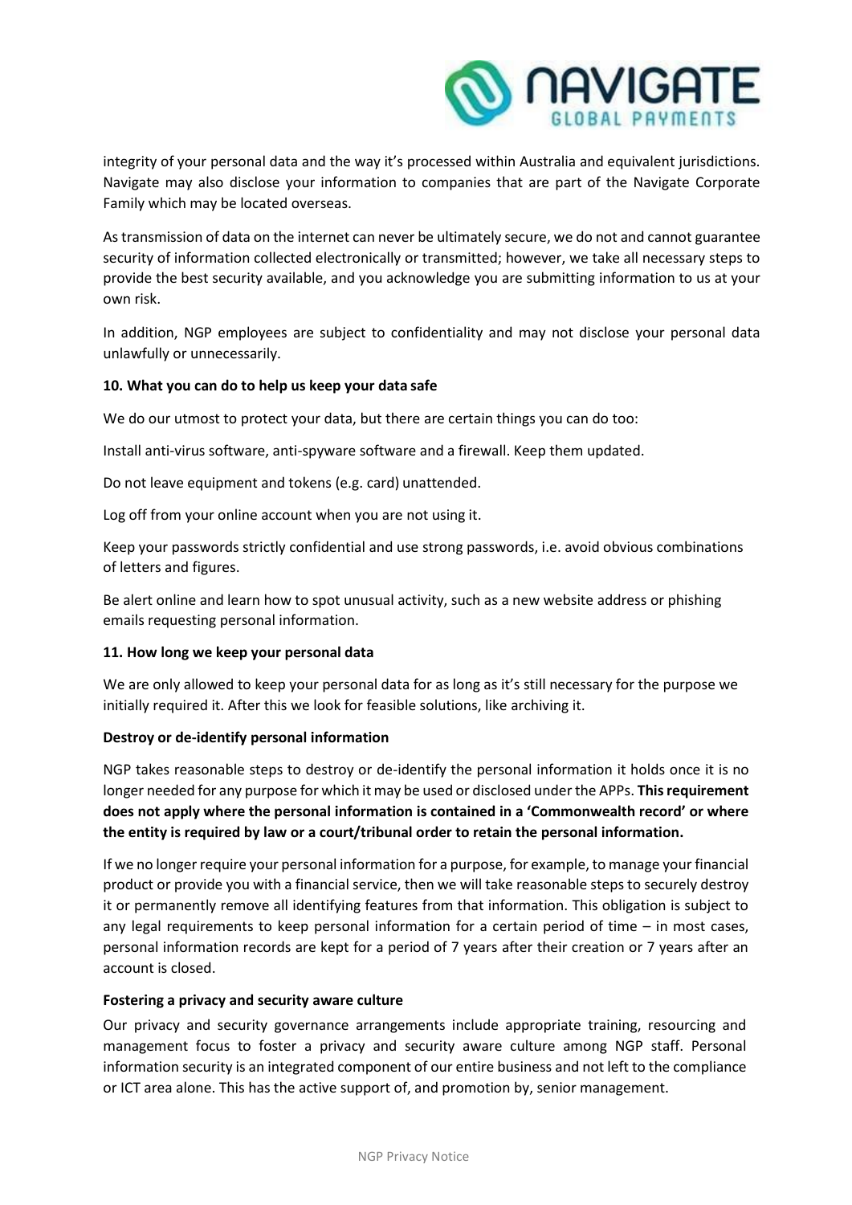integrity of your personal data and the way it's processed within Australia and equivalent jurisdictions. Navigate may also disclose your information to companies that are part of the Navigate Corporate Family which may be located overseas.

As transmission of data on the internet can never be ultimately secure, we do not and cannot guarantee security of information collected electronically or transmitted; however, we take all necessary steps to provide the best security available, and you acknowledge you are submitting information to us at your own risk.

In addition, NGP employees are subject to confidentiality and may not disclose your personal data unlawfully or unnecessarily.

**10. What you can do to help us keep your data safe**

We do our utmost to protect your data, but there are certain things you can do too:

Install anti-virus software, anti-spyware software and a firewall. Keep them updated.

Do not leave equipment and tokens (e.g. card) unattended.

Log off from your online account when you are not using it.

Keep your passwords strictly confidential and use strong passwords, i.e. avoid obvious combinations of letters and figures.

Be alert online and learn how to spot unusual activity, such as a new website address or phishing emails requesting personal information.

**11. How long we keep your personal data**

We are only allowed to keep your personal data for as long as it's still necessary for the purpose we initially required it. After this we look for feasible solutions, like archiving it.

**Destroy or de-identify personal information**

NGP takes reasonable steps to destroy or de-identify the personal information it holds once it is no longer needed for any purpose for which it may be used or disclosed under the APPs. **This requirement does not apply where the personal information is contained in a 'Commonwealth record' or where the entity is required by law or a court/tribunal order to retain the personal information.**

If we no longer require your personal information for a purpose, for example, to manage your financial product or provide you with a financial service, then we will take reasonable steps to securely destroy it or permanently remove all identifying features from that information. This obligation is subject to any legal requirements to keep personal information for a certain period of time – in most cases, personal information records are kept for a period of 7 years after their creation or 7 years after an account is closed.

**Fostering a privacy and security aware culture**

Our privacy and security governance arrangements include appropriate training, resourcing and management focus to foster a privacy and security aware culture among NGP staff. Personal information security is an integrated component of our entire business and not left to the compliance or ICT area alone. This has the active support of, and promotion by, senior management.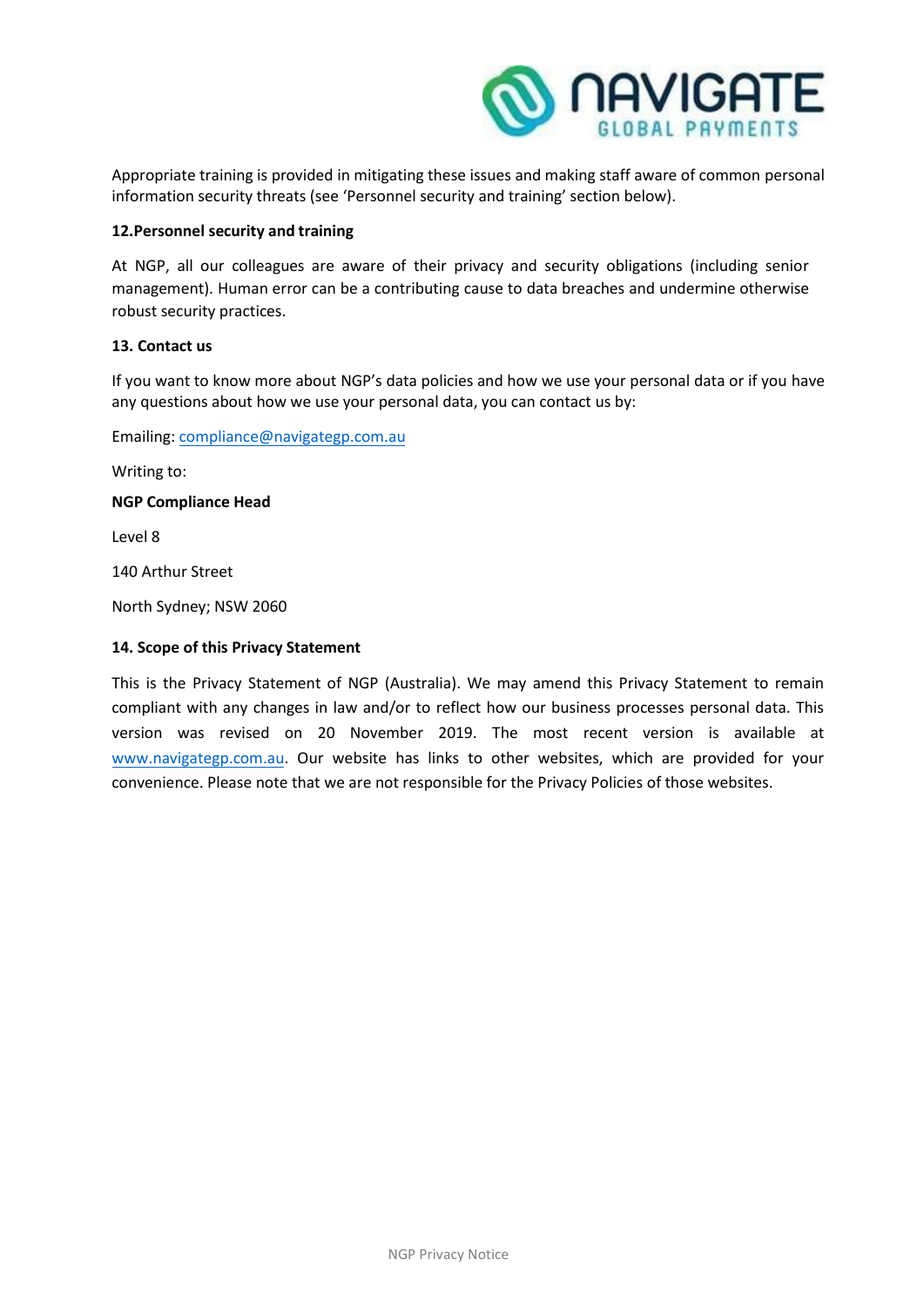Appropriate training is provided in mitigating these issues and making staff aware of common personal information security threats (see 'Personnel security and training' section below).

**12.Personnel security and training**

At NGP, all our colleagues are aware of their privacy and security obligations (including senior management). Human error can be a contributing cause to data breaches and undermine otherwise robust security practices.

**13. Contact us**

If you want to know more about NGP's data policies and how we use your personal data or if you have any questions about how we use your personal data, you can contact us by:

Emailing: compliance@navigategp.com.au

Writing to:

**NGP Compliance Head**

Level 8

140 Arthur Street

North Sydney; NSW 2060

**14. Scope of this Privacy Statement**

This is the Privacy Statement of NGP (Australia). We may amend this Privacy Statement to remain compliant with any changes in law and/or to reflect how our business processes personal data. This version was revised on 20 November 2019. The most recent version is available at www.navigategp.com.au. Our website has links to other websites, which are provided for your convenience. Please note that we are not responsible for the Privacy Policies of those websites.